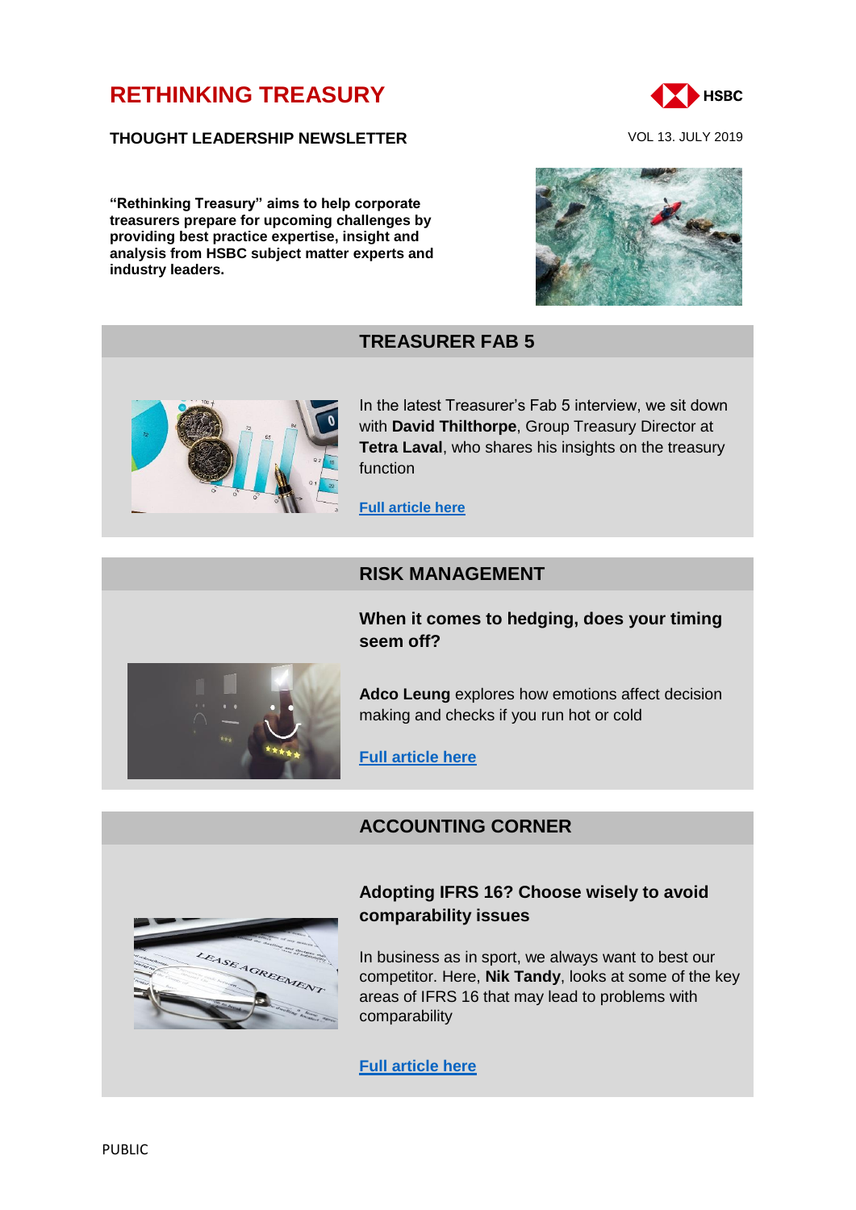# RETHINKING TREASURY

**THOUGHT LEADERSHIP NEWSLETTER**

VOL 13. JULY 2019

**"Rethinking Treasury" aims to help corporate treasurers prepare for upcoming challenges by providing best practice expertise, insight and analysis from HSBC subject matter experts and industry leaders.**

## TREASURER FAB 5

In the latest Treasurer's Fab 5 interview, we sit down with **David Thilthorpe**, Group Treasury Director at **Tetra Laval**, who shares his insights on the treasury function

**Full article here**

## RISK MANAGEMENT

### When it comes to hedging, does your timing seem off?

**Adco Leung** explores how emotions affect decision making and checks if you run hot or cold

**Full article here**

## ACCOUNTING CORNER

### Adopting IFRS 16? Choose wisely to avoid comparability issues

In business as in sport, we always want to best our competitor. Here, **Nik Tandy**, looks at some of the key areas of IFRS 16 that may lead to problems with comparability

**Full article here**

PUBLIC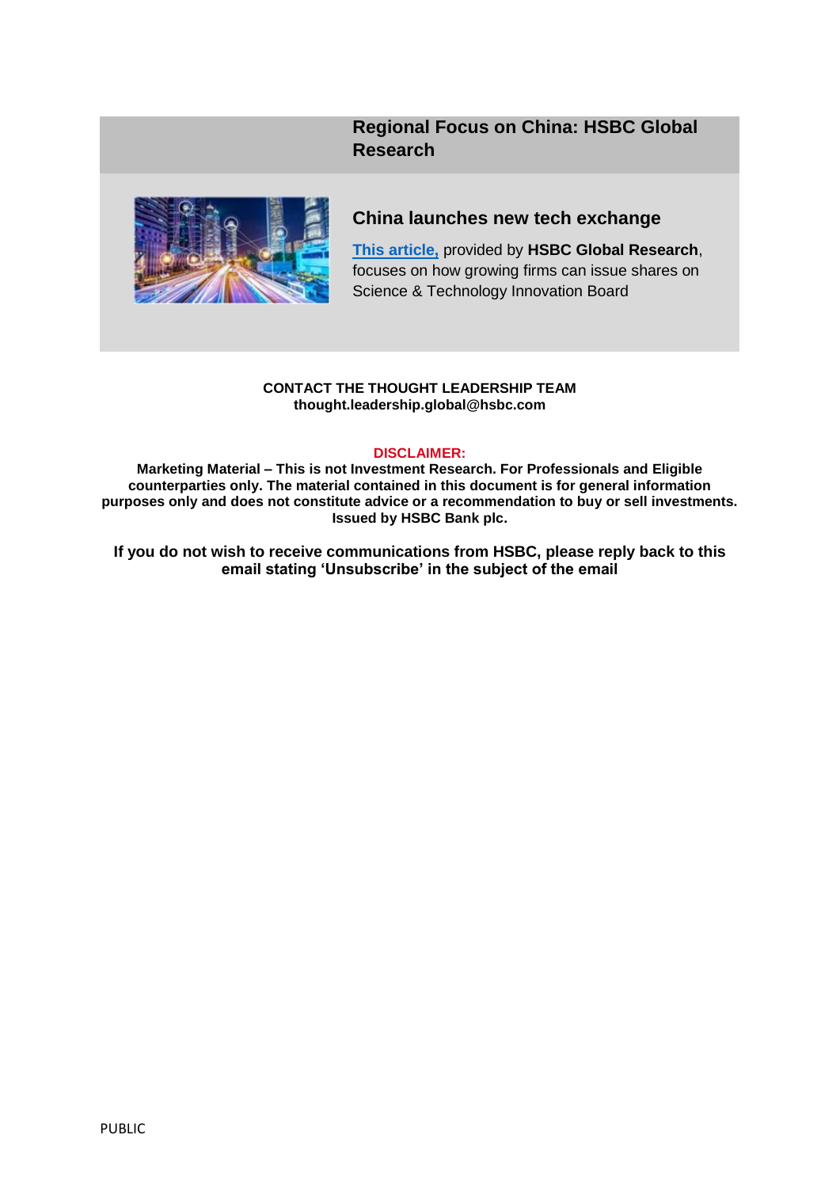## Regional Focus on China: HSBC Global Research

### China launches new tech exchange

This article, provided by **HSBC Global Research**, focuses on how growing firms can issue shares on Science & Technology Innovation Board

**CONTACT THE THOUGHT LEADERSHIP TEAM**
**thought.leadership.global@hsbc.com**

**DISCLAIMER:**
**Marketing Material – This is not Investment Research. For Professionals and Eligible counterparties only. The material contained in this document is for general information purposes only and does not constitute advice or a recommendation to buy or sell investments. Issued by HSBC Bank plc.**

**If you do not wish to receive communications from HSBC, please reply back to this email stating 'Unsubscribe' in the subject of the email**

PUBLIC